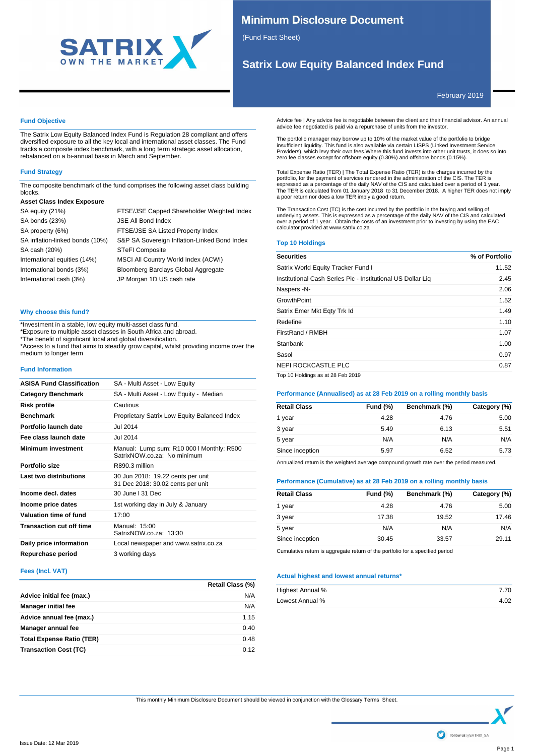# Minimum Disclosure Document

(Fund Fact Sheet)

## Satrix Low Equity Balanced Index Fund

February 2019

### Fund Objective

The Satrix Low Equity Balanced Index Fund is Regulation 28 compliant and offers diversified exposure to all the key local and international asset classes. The Fund tracks a composite index benchmark, with a long term strategic asset allocation, rebalanced on a bi-annual basis in March and September.

### Fund Strategy

The composite benchmark of the fund comprises the following asset class building blocks.

| Asset Class | Index Exposure |
|---|---|
| SA equity (21%) | FTSE/JSE Capped Shareholder Weighted Index |
| SA bonds (23%) | JSE All Bond Index |
| SA property (6%) | FTSE/JSE SA Listed Property Index |
| SA inflation-linked bonds (10%) | S&P SA Sovereign Inflation-Linked Bond Index |
| SA cash (20%) | STeFI Composite |
| International equities (14%) | MSCI All Country World Index (ACWI) |
| International bonds (3%) | Bloomberg Barclays Global Aggregate |
| International cash (3%) | JP Morgan 1D US cash rate |

### Why choose this fund?

*Investment in a stable, low equity multi-asset class fund.
*Exposure to multiple asset classes in South Africa and abroad.
*The benefit of significant local and global diversification.
*Access to a fund that aims to steadily grow capital, whilst providing income over the medium to longer term

### Fund Information

| | |
|---|---|
| **ASISA Fund Classification** | SA - Multi Asset - Low Equity |
| **Category Benchmark** | SA - Multi Asset - Low Equity - Median |
| **Risk profile** | Cautious |
| **Benchmark** | Proprietary Satrix Low Equity Balanced Index |
| **Portfolio launch date** | Jul 2014 |
| **Fee class launch date** | Jul 2014 |
| **Minimum investment** | Manual: Lump sum: R10 000 I Monthly: R500 SatrixNOW.co.za: No minimum |
| **Portfolio size** | R890.3 million |
| **Last two distributions** | 30 Jun 2018: 19.22 cents per unit 31 Dec 2018: 30.02 cents per unit |
| **Income decl. dates** | 30 June I 31 Dec |
| **Income price dates** | 1st working day in July & January |
| **Valuation time of fund** | 17:00 |
| **Transaction cut off time** | Manual: 15:00 SatrixNOW.co.za: 13:30 |
| **Daily price information** | Local newspaper and www.satrix.co.za |
| **Repurchase period** | 3 working days |

### Fees (Incl. VAT)

| | Retail Class (%) |
|---|---|
| **Advice initial fee (max.)** | N/A |
| **Manager initial fee** | N/A |
| **Advice annual fee (max.)** | 1.15 |
| **Manager annual fee** | 0.40 |
| **Total Expense Ratio (TER)** | 0.48 |
| **Transaction Cost (TC)** | 0.12 |

Advice fee | Any advice fee is negotiable between the client and their financial advisor. An annual advice fee negotiated is paid via a repurchase of units from the investor.

The portfolio manager may borrow up to 10% of the market value of the portfolio to bridge insufficient liquidity. This fund is also available via certain LISPS (Linked Investment Service Providers), which levy their own fees.Where this fund invests into other unit trusts, it does so into zero fee classes except for offshore equity (0.30%) and offshore bonds (0.15%).

Total Expense Ratio (TER) | The Total Expense Ratio (TER) is the charges incurred by the portfolio, for the payment of services rendered in the administration of the CIS. The TER is expressed as a percentage of the daily NAV of the CIS and calculated over a period of 1 year. The TER is calculated from 01 January 2018 to 31 December 2018. A higher TER does not imply a poor return nor does a low TER imply a good return.

The Transaction Cost (TC) is the cost incurred by the portfolio in the buying and selling of underlying assets. This is expressed as a percentage of the daily NAV of the CIS and calculated over a period of 1 year. Obtain the costs of an investment prior to investing by using the EAC calculator provided at www.satrix.co.za

### Top 10 Holdings

| Securities | % of Portfolio |
|---|---|
| Satrix World Equity Tracker Fund I | 11.52 |
| Institutional Cash Series Plc - Institutional US Dollar Liq | 2.45 |
| Naspers -N- | 2.06 |
| GrowthPoint | 1.52 |
| Satrix Emer Mkt Eqty Trk Id | 1.49 |
| Redefine | 1.10 |
| FirstRand / RMBH | 1.07 |
| Stanbank | 1.00 |
| Sasol | 0.97 |
| NEPI ROCKCASTLE PLC | 0.87 |

Top 10 Holdings as at 28 Feb 2019

### Performance (Annualised) as at 28 Feb 2019 on a rolling monthly basis

| Retail Class | Fund (%) | Benchmark (%) | Category (%) |
|---|---|---|---|
| 1 year | 4.28 | 4.76 | 5.00 |
| 3 year | 5.49 | 6.13 | 5.51 |
| 5 year | N/A | N/A | N/A |
| Since inception | 5.97 | 6.52 | 5.73 |

Annualized return is the weighted average compound growth rate over the period measured.

### Performance (Cumulative) as at 28 Feb 2019 on a rolling monthly basis

| Retail Class | Fund (%) | Benchmark (%) | Category (%) |
|---|---|---|---|
| 1 year | 4.28 | 4.76 | 5.00 |
| 3 year | 17.38 | 19.52 | 17.46 |
| 5 year | N/A | N/A | N/A |
| Since inception | 30.45 | 33.57 | 29.11 |

Cumulative return is aggregate return of the portfolio for a specified period

### Actual highest and lowest annual returns*

| | |
|---|---|
| Highest Annual % | 7.70 |
| Lowest Annual % | 4.02 |

This monthly Minimum Disclosure Document should be viewed in conjunction with the Glossary Terms Sheet.

Issue Date: 12 Mar 2019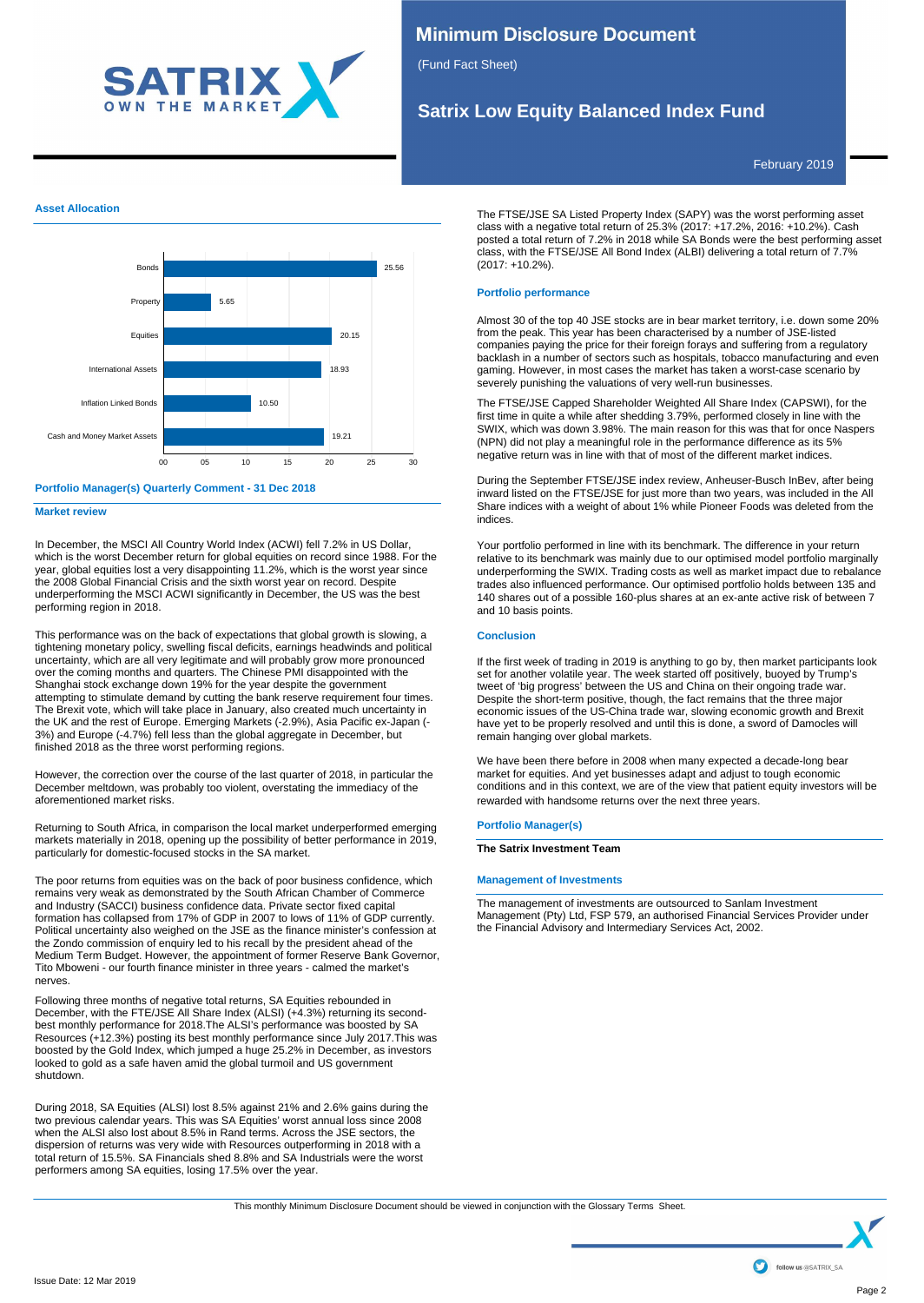# Minimum Disclosure Document

(Fund Fact Sheet)

## Satrix Low Equity Balanced Index Fund

February 2019

### Asset Allocation

| Asset | % |
|---|---|
| Bonds | 25.56 |
| Property | 5.65 |
| Equities | 20.15 |
| International Assets | 18.93 |
| Inflation Linked Bonds | 10.50 |
| Cash and Money Market Assets | 19.21 |

### Portfolio Manager(s) Quarterly Comment - 31 Dec 2018

#### Market review

In December, the MSCI All Country World Index (ACWI) fell 7.2% in US Dollar, which is the worst December return for global equities on record since 1988. For the year, global equities lost a very disappointing 11.2%, which is the worst year since the 2008 Global Financial Crisis and the sixth worst year on record. Despite underperforming the MSCI ACWI significantly in December, the US was the best performing region in 2018.

This performance was on the back of expectations that global growth is slowing, a tightening monetary policy, swelling fiscal deficits, earnings headwinds and political uncertainty, which are all very legitimate and will probably grow more pronounced over the coming months and quarters. The Chinese PMI disappointed with the Shanghai stock exchange down 19% for the year despite the government attempting to stimulate demand by cutting the bank reserve requirement four times. The Brexit vote, which will take place in January, also created much uncertainty in the UK and the rest of Europe. Emerging Markets (-2.9%), Asia Pacific ex-Japan (-3%) and Europe (-4.7%) fell less than the global aggregate in December, but finished 2018 as the three worst performing regions.

However, the correction over the course of the last quarter of 2018, in particular the December meltdown, was probably too violent, overstating the immediacy of the aforementioned market risks.

Returning to South Africa, in comparison the local market underperformed emerging markets materially in 2018, opening up the possibility of better performance in 2019, particularly for domestic-focused stocks in the SA market.

The poor returns from equities was on the back of poor business confidence, which remains very weak as demonstrated by the South African Chamber of Commerce and Industry (SACCI) business confidence data. Private sector fixed capital formation has collapsed from 17% of GDP in 2007 to lows of 11% of GDP currently. Political uncertainty also weighed on the JSE as the finance minister's confession at the Zondo commission of enquiry led to his recall by the president ahead of the Medium Term Budget. However, the appointment of former Reserve Bank Governor, Tito Mboweni - our fourth finance minister in three years - calmed the market's nerves.

Following three months of negative total returns, SA Equities rebounded in December, with the FTE/JSE All Share Index (ALSI) (+4.3%) returning its second-best monthly performance for 2018.The ALSI's performance was boosted by SA Resources (+12.3%) posting its best monthly performance since July 2017.This was boosted by the Gold Index, which jumped a huge 25.2% in December, as investors looked to gold as a safe haven amid the global turmoil and US government shutdown.

During 2018, SA Equities (ALSI) lost 8.5% against 21% and 2.6% gains during the two previous calendar years. This was SA Equities' worst annual loss since 2008 when the ALSI also lost about 8.5% in Rand terms. Across the JSE sectors, the dispersion of returns was very wide with Resources outperforming in 2018 with a total return of 15.5%. SA Financials shed 8.8% and SA Industrials were the worst performers among SA equities, losing 17.5% over the year.

The FTSE/JSE SA Listed Property Index (SAPY) was the worst performing asset class with a negative total return of 25.3% (2017: +17.2%, 2016: +10.2%). Cash posted a total return of 7.2% in 2018 while SA Bonds were the best performing asset class, with the FTSE/JSE All Bond Index (ALBI) delivering a total return of 7.7% (2017: +10.2%).

#### Portfolio performance

Almost 30 of the top 40 JSE stocks are in bear market territory, i.e. down some 20% from the peak. This year has been characterised by a number of JSE-listed companies paying the price for their foreign forays and suffering from a regulatory backlash in a number of sectors such as hospitals, tobacco manufacturing and even gaming. However, in most cases the market has taken a worst-case scenario by severely punishing the valuations of very well-run businesses.

The FTSE/JSE Capped Shareholder Weighted All Share Index (CAPSWI), for the first time in quite a while after shedding 3.79%, performed closely in line with the SWIX, which was down 3.98%. The main reason for this was that for once Naspers (NPN) did not play a meaningful role in the performance difference as its 5% negative return was in line with that of most of the different market indices.

During the September FTSE/JSE index review, Anheuser-Busch InBev, after being inward listed on the FTSE/JSE for just more than two years, was included in the All Share indices with a weight of about 1% while Pioneer Foods was deleted from the indices.

Your portfolio performed in line with its benchmark. The difference in your return relative to its benchmark was mainly due to our optimised model portfolio marginally underperforming the SWIX. Trading costs as well as market impact due to rebalance trades also influenced performance. Our optimised portfolio holds between 135 and 140 shares out of a possible 160-plus shares at an ex-ante active risk of between 7 and 10 basis points.

#### Conclusion

If the first week of trading in 2019 is anything to go by, then market participants look set for another volatile year. The week started off positively, buoyed by Trump's tweet of 'big progress' between the US and China on their ongoing trade war. Despite the short-term positive, though, the fact remains that the three major economic issues of the US-China trade war, slowing economic growth and Brexit have yet to be properly resolved and until this is done, a sword of Damocles will remain hanging over global markets.

We have been there before in 2008 when many expected a decade-long bear market for equities. And yet businesses adapt and adjust to tough economic conditions and in this context, we are of the view that patient equity investors will be rewarded with handsome returns over the next three years.

### Portfolio Manager(s)

**The Satrix Investment Team**

### Management of Investments

The management of investments are outsourced to Sanlam Investment Management (Pty) Ltd, FSP 579, an authorised Financial Services Provider under the Financial Advisory and Intermediary Services Act, 2002.

This monthly Minimum Disclosure Document should be viewed in conjunction with the Glossary Terms Sheet.

Issue Date: 12 Mar 2019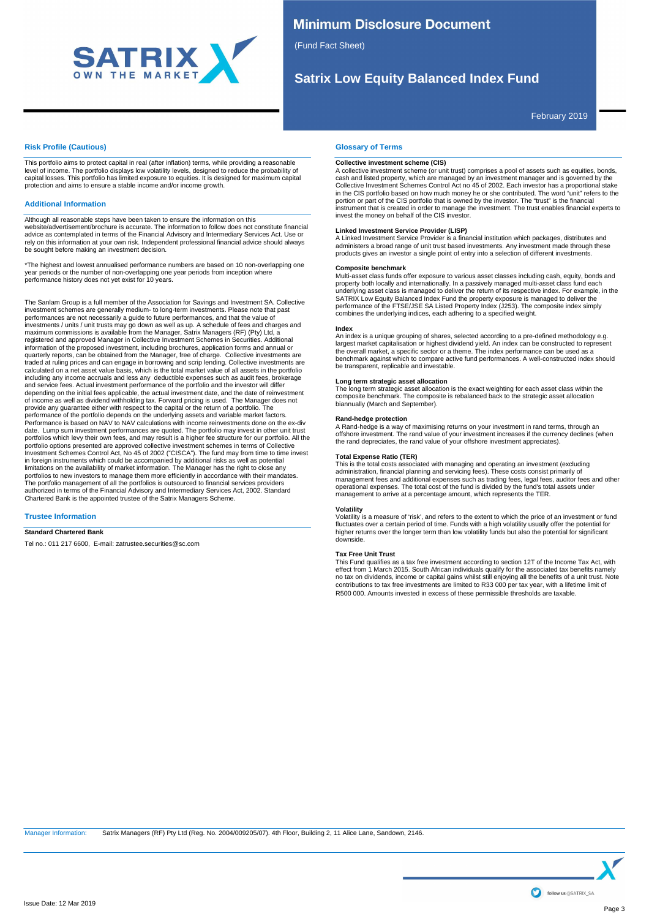# Minimum Disclosure Document

(Fund Fact Sheet)

# Satrix Low Equity Balanced Index Fund

February 2019

## Risk Profile (Cautious)

This portfolio aims to protect capital in real (after inflation) terms, while providing a reasonable level of income. The portfolio displays low volatility levels, designed to reduce the probability of capital losses. This portfolio has limited exposure to equities. It is designed for maximum capital protection and aims to ensure a stable income and/or income growth.

## Additional Information

Although all reasonable steps have been taken to ensure the information on this website/advertisement/brochure is accurate. The information to follow does not constitute financial advice as contemplated in terms of the Financial Advisory and Intermediary Services Act. Use or rely on this information at your own risk. Independent professional financial advice should always be sought before making an investment decision.

*The highest and lowest annualised performance numbers are based on 10 non-overlapping one year periods or the number of non-overlapping one year periods from inception where performance history does not yet exist for 10 years.

The Sanlam Group is a full member of the Association for Savings and Investment SA. Collective investment schemes are generally medium- to long-term investments. Please note that past performances are not necessarily a guide to future performances, and that the value of investments / units / unit trusts may go down as well as up. A schedule of fees and charges and maximum commissions is available from the Manager, Satrix Managers (RF) (Pty) Ltd, a registered and approved Manager in Collective Investment Schemes in Securities. Additional information of the proposed investment, including brochures, application forms and annual or quarterly reports, can be obtained from the Manager, free of charge. Collective investments are traded at ruling prices and can engage in borrowing and scrip lending. Collective investments are calculated on a net asset value basis, which is the total market value of all assets in the portfolio including any income accruals and less any deductible expenses such as audit fees, brokerage and service fees. Actual investment performance of the portfolio and the investor will differ depending on the initial fees applicable, the actual investment date, and the date of reinvestment of income as well as dividend withholding tax. Forward pricing is used. The Manager does not provide any guarantee either with respect to the capital or the return of a portfolio. The performance of the portfolio depends on the underlying assets and variable market factors. Performance is based on NAV to NAV calculations with income reinvestments done on the ex-div date. Lump sum investment performances are quoted. The portfolio may invest in other unit trust portfolios which levy their own fees, and may result is a higher fee structure for our portfolio. All the portfolio options presented are approved collective investment schemes in terms of Collective Investment Schemes Control Act, No 45 of 2002 ("CISCA"). The fund may from time to time invest in foreign instruments which could be accompanied by additional risks as well as potential limitations on the availability of market information. The Manager has the right to close any portfolios to new investors to manage them more efficiently in accordance with their mandates. The portfolio management of all the portfolios is outsourced to financial services providers authorized in terms of the Financial Advisory and Intermediary Services Act, 2002. Standard Chartered Bank is the appointed trustee of the Satrix Managers Scheme.

## Trustee Information

**Standard Chartered Bank**

Tel no.: 011 217 6600, E-mail: zatrustee.securities@sc.com

## Glossary of Terms

**Collective investment scheme (CIS)**
A collective investment scheme (or unit trust) comprises a pool of assets such as equities, bonds, cash and listed property, which are managed by an investment manager and is governed by the Collective Investment Schemes Control Act no 45 of 2002. Each investor has a proportional stake in the CIS portfolio based on how much money he or she contributed. The word "unit" refers to the portion or part of the CIS portfolio that is owned by the investor. The "trust" is the financial instrument that is created in order to manage the investment. The trust enables financial experts to invest the money on behalf of the CIS investor.

**Linked Investment Service Provider (LISP)**
A Linked Investment Service Provider is a financial institution which packages, distributes and administers a broad range of unit trust based investments. Any investment made through these products gives an investor a single point of entry into a selection of different investments.

**Composite benchmark**
Multi-asset class funds offer exposure to various asset classes including cash, equity, bonds and property both locally and internationally. In a passively managed multi-asset class fund each underlying asset class is managed to deliver the return of its respective index. For example, in the SATRIX Low Equity Balanced Index Fund the property exposure is managed to deliver the performance of the FTSE/JSE SA Listed Property Index (J253). The composite index simply combines the underlying indices, each adhering to a specified weight.

**Index**
An index is a unique grouping of shares, selected according to a pre-defined methodology e.g. largest market capitalisation or highest dividend yield. An index can be constructed to represent the overall market, a specific sector or a theme. The index performance can be used as a benchmark against which to compare active fund performances. A well-constructed index should be transparent, replicable and investable.

**Long term strategic asset allocation**
The long term strategic asset allocation is the exact weighting for each asset class within the composite benchmark. The composite is rebalanced back to the strategic asset allocation biannually (March and September).

**Rand-hedge protection**
A Rand-hedge is a way of maximising returns on your investment in rand terms, through an offshore investment. The rand value of your investment increases if the currency declines (when the rand depreciates, the rand value of your offshore investment appreciates).

**Total Expense Ratio (TER)**
This is the total costs associated with managing and operating an investment (excluding administration, financial planning and servicing fees). These costs consist primarily of management fees and additional expenses such as trading fees, legal fees, auditor fees and other operational expenses. The total cost of the fund is divided by the fund's total assets under management to arrive at a percentage amount, which represents the TER.

**Volatility**
Volatility is a measure of 'risk', and refers to the extent to which the price of an investment or fund fluctuates over a certain period of time. Funds with a high volatility usually offer the potential for higher returns over the longer term than low volatility funds but also the potential for significant downside.

**Tax Free Unit Trust**
This Fund qualifies as a tax free investment according to section 12T of the Income Tax Act, with effect from 1 March 2015. South African individuals qualify for the associated tax benefits namely no tax on dividends, income or capital gains whilst still enjoying all the benefits of a unit trust. Note contributions to tax free investments are limited to R33 000 per tax year, with a lifetime limit of R500 000. Amounts invested in excess of these permissible thresholds are taxable.

Manager Information: Satrix Managers (RF) Pty Ltd (Reg. No. 2004/009205/07). 4th Floor, Building 2, 11 Alice Lane, Sandown, 2146.

Issue Date: 12 Mar 2019

follow us @SATRIX_SA